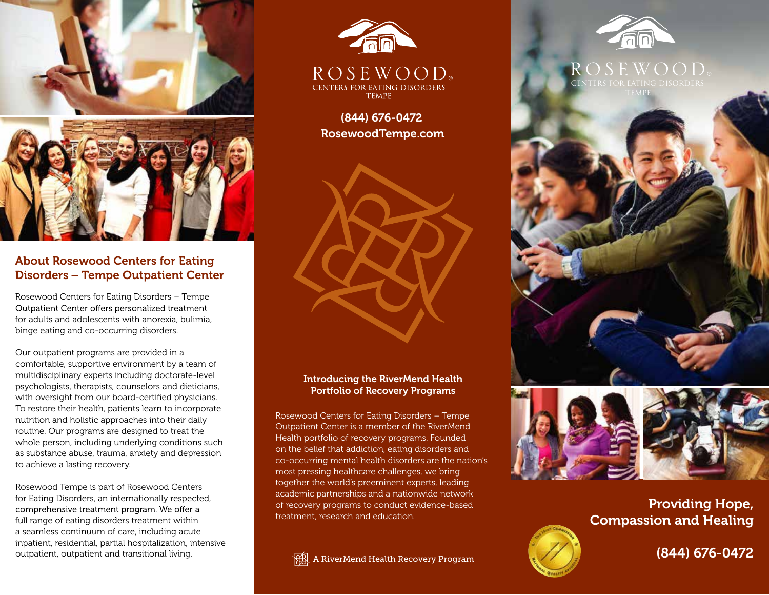## About Rosewood Centers for Eating Disorders – Tempe Outpatient Center

Rosewood Centers for Eating Disorders – Tempe Outpatient Center offers personalized treatment for adults and adolescents with anorexia, bulimia, binge eating and co-occurring disorders.

Our outpatient programs are provided in a comfortable, supportive environment by a team of multidisciplinary experts including doctorate-level psychologists, therapists, counselors and dieticians, with oversight from our board-certified physicians. To restore their health, patients learn to incorporate nutrition and holistic approaches into their daily routine. Our programs are designed to treat the whole person, including underlying conditions such as substance abuse, trauma, anxiety and depression to achieve a lasting recovery.

Rosewood Tempe is part of Rosewood Centers for Eating Disorders, an internationally respected, comprehensive treatment program. We offer a full range of eating disorders treatment within a seamless continuum of care, including acute inpatient, residential, partial hospitalization, intensive outpatient, outpatient and transitional living.

ROSEWOOD®
CENTERS FOR EATING DISORDERS
TEMPE

**(844) 676-0472**
**RosewoodTempe.com**

### Introducing the RiverMend Health Portfolio of Recovery Programs

Rosewood Centers for Eating Disorders – Tempe Outpatient Center is a member of the RiverMend Health portfolio of recovery programs. Founded on the belief that addiction, eating disorders and co-occurring mental health disorders are the nation's most pressing healthcare challenges, we bring together the world's preeminent experts, leading academic partnerships and a nationwide network of recovery programs to conduct evidence-based treatment, research and education.

A RiverMend Health Recovery Program

ROSEWOOD®
CENTERS FOR EATING DISORDERS
TEMPE

## Providing Hope, Compassion and Healing

**(844) 676-0472**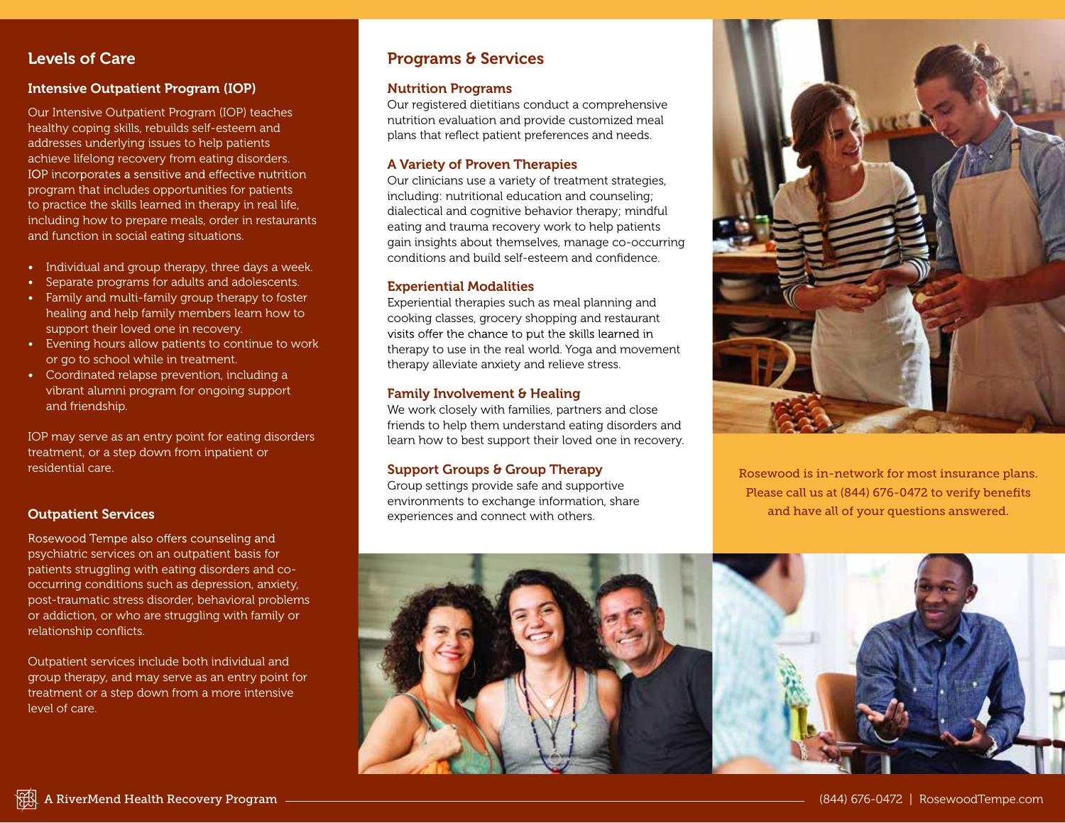## Levels of Care

### Intensive Outpatient Program (IOP)

Our Intensive Outpatient Program (IOP) teaches healthy coping skills, rebuilds self-esteem and addresses underlying issues to help patients achieve lifelong recovery from eating disorders. IOP incorporates a sensitive and effective nutrition program that includes opportunities for patients to practice the skills learned in therapy in real life, including how to prepare meals, order in restaurants and function in social eating situations.

- Individual and group therapy, three days a week.
- Separate programs for adults and adolescents.
- Family and multi-family group therapy to foster healing and help family members learn how to support their loved one in recovery.
- Evening hours allow patients to continue to work or go to school while in treatment.
- Coordinated relapse prevention, including a vibrant alumni program for ongoing support and friendship.

IOP may serve as an entry point for eating disorders treatment, or a step down from inpatient or residential care.

### Outpatient Services

Rosewood Tempe also offers counseling and psychiatric services on an outpatient basis for patients struggling with eating disorders and co-occurring conditions such as depression, anxiety, post-traumatic stress disorder, behavioral problems or addiction, or who are struggling with family or relationship conflicts.

Outpatient services include both individual and group therapy, and may serve as an entry point for treatment or a step down from a more intensive level of care.

## Programs & Services

### Nutrition Programs

Our registered dietitians conduct a comprehensive nutrition evaluation and provide customized meal plans that reflect patient preferences and needs.

### A Variety of Proven Therapies

Our clinicians use a variety of treatment strategies, including: nutritional education and counseling; dialectical and cognitive behavior therapy; mindful eating and trauma recovery work to help patients gain insights about themselves, manage co-occurring conditions and build self-esteem and confidence.

### Experiential Modalities

Experiential therapies such as meal planning and cooking classes, grocery shopping and restaurant visits offer the chance to put the skills learned in therapy to use in the real world. Yoga and movement therapy alleviate anxiety and relieve stress.

### Family Involvement & Healing

We work closely with families, partners and close friends to help them understand eating disorders and learn how to best support their loved one in recovery.

### Support Groups & Group Therapy

Group settings provide safe and supportive environments to exchange information, share experiences and connect with others.

Rosewood is in-network for most insurance plans. Please call us at (844) 676-0472 to verify benefits and have all of your questions answered.

A RiverMend Health Recovery Program

(844) 676-0472 | RosewoodTempe.com